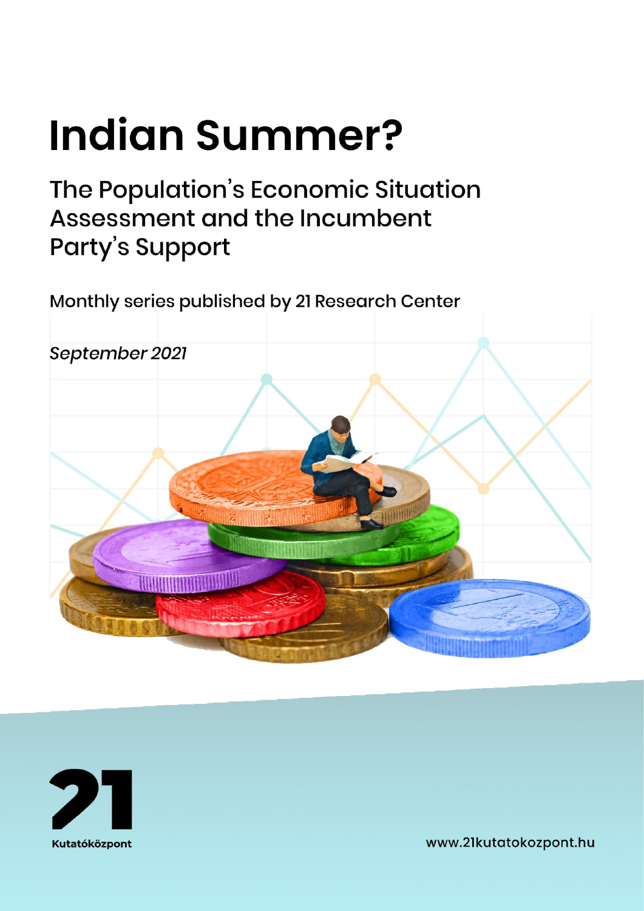# Indian Summer?

## The Population's Economic Situation Assessment and the Incumbent Party's Support

Monthly series published by 21 Research Center

*September 2021*

Kutatóközpont

www.21kutatokozpont.hu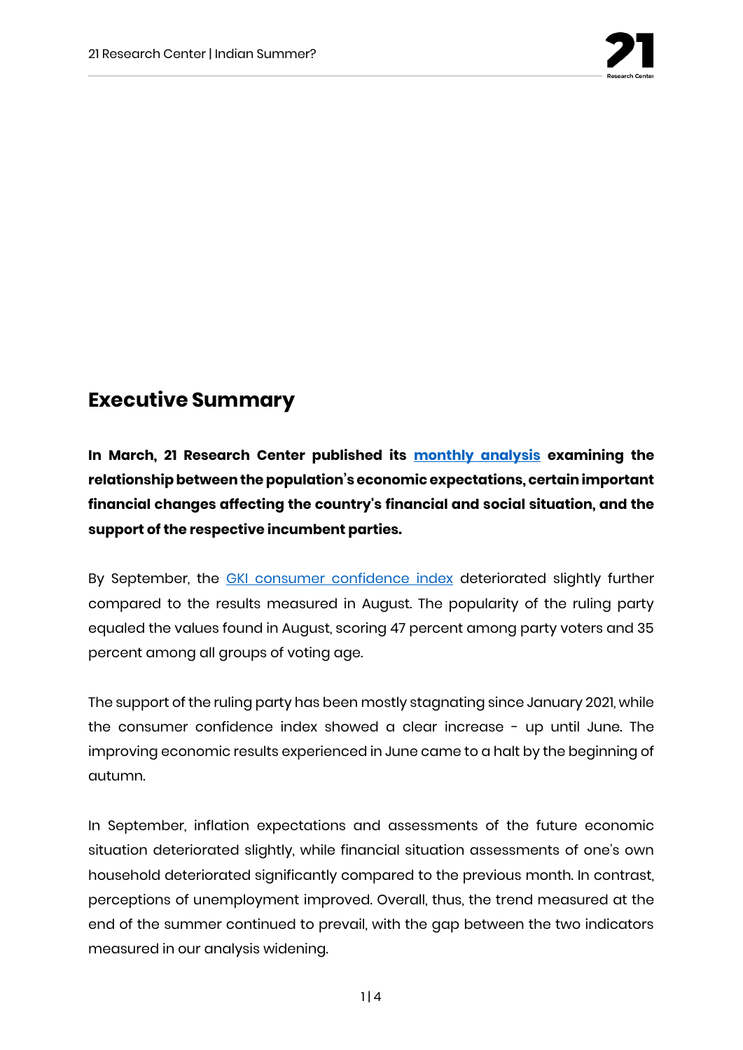## Executive Summary

**In March, 21 Research Center published its [monthly analysis] examining the relationship between the population's economic expectations, certain important financial changes affecting the country's financial and social situation, and the support of the respective incumbent parties.**

By September, the GKI consumer confidence index deteriorated slightly further compared to the results measured in August. The popularity of the ruling party equaled the values found in August, scoring 47 percent among party voters and 35 percent among all groups of voting age.

The support of the ruling party has been mostly stagnating since January 2021, while the consumer confidence index showed a clear increase - up until June. The improving economic results experienced in June came to a halt by the beginning of autumn.

In September, inflation expectations and assessments of the future economic situation deteriorated slightly, while financial situation assessments of one's own household deteriorated significantly compared to the previous month. In contrast, perceptions of unemployment improved. Overall, thus, the trend measured at the end of the summer continued to prevail, with the gap between the two indicators measured in our analysis widening.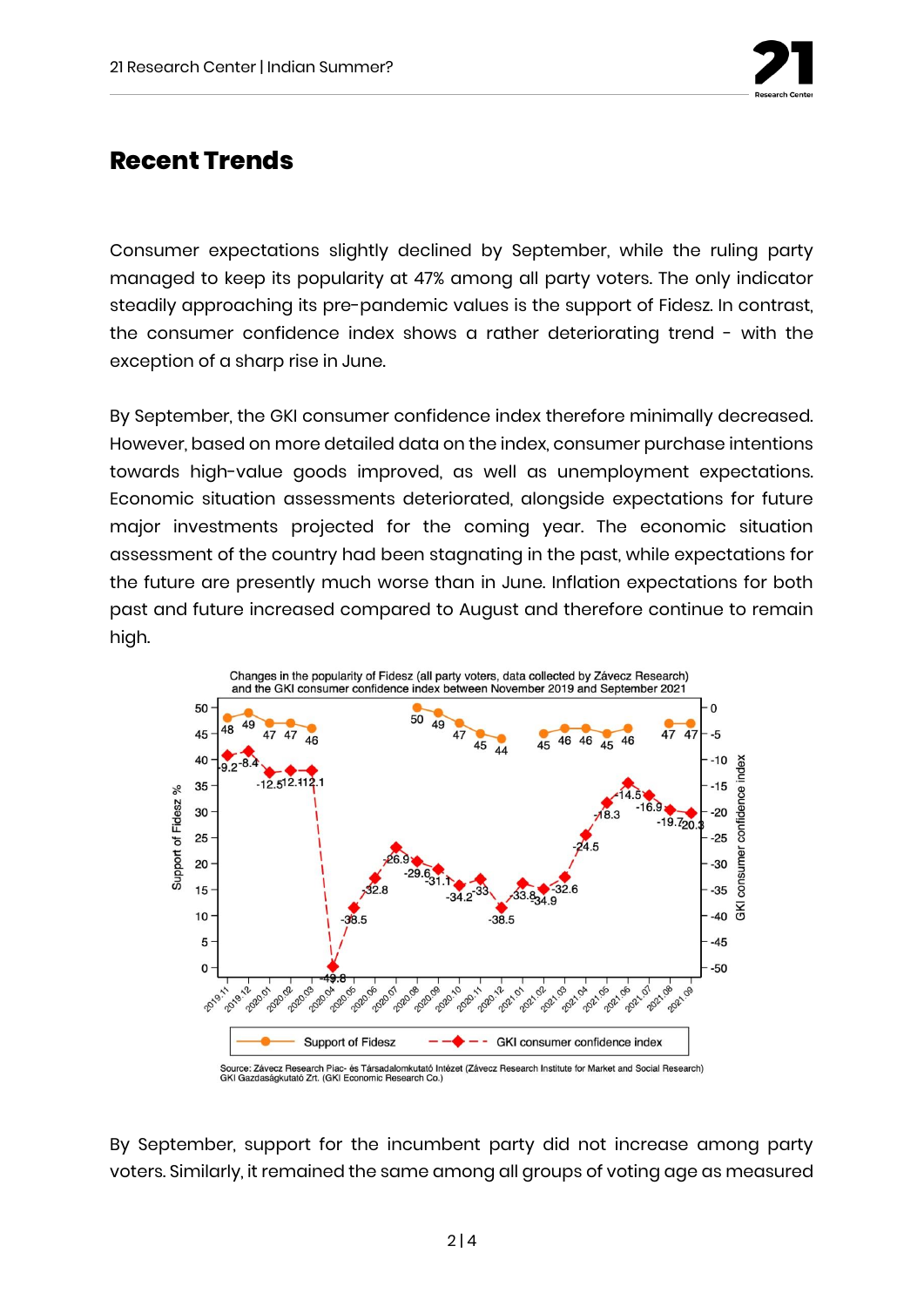## Recent Trends

Consumer expectations slightly declined by September, while the ruling party managed to keep its popularity at 47% among all party voters. The only indicator steadily approaching its pre-pandemic values is the support of Fidesz. In contrast, the consumer confidence index shows a rather deteriorating trend - with the exception of a sharp rise in June.

By September, the GKI consumer confidence index therefore minimally decreased. However, based on more detailed data on the index, consumer purchase intentions towards high-value goods improved, as well as unemployment expectations. Economic situation assessments deteriorated, alongside expectations for future major investments projected for the coming year. The economic situation assessment of the country had been stagnating in the past, while expectations for the future are presently much worse than in June. Inflation expectations for both past and future increased compared to August and therefore continue to remain high.

Changes in the popularity of Fidesz (all party voters, data collected by Závecz Research) and the GKI consumer confidence index between November 2019 and September 2021

| Month | Support of Fidesz % | GKI consumer confidence index |
|---|---|---|
| 2019.11 | 48 | -9.2 |
| 2019.12 | 49 | -8.4 |
| 2020.01 | 47 | -12.5 |
| 2020.02 | 47 | -12.1 |
| 2020.03 | 46 | -12.1 |
| 2020.04 | | -49.8 |
| 2020.05 | | -38.5 |
| 2020.06 | | -32.8 |
| 2020.07 | 50 | -26.9 |
| 2020.08 | 49 | -29.6 |
| 2020.09 | 47 | -31.1 |
| 2020.10 | 45 | -34.2 |
| 2020.11 | 44 | -33 |
| 2020.12 | | -38.5 |
| 2021.01 | 45 | -33.8 |
| 2021.02 | 46 | -34.9 |
| 2021.03 | 46 | -32.6 |
| 2021.04 | 45 | -24.5 |
| 2021.05 | 46 | -18.3 |
| 2021.06 | | -14.5 |
| 2021.07 | 47 | -16.9 |
| 2021.08 | 47 | -19.7 |
| 2021.09 | | -20.3 |

Source: Závecz Research Piac- és Társadalomkutató Intézet (Závecz Research Institute for Market and Social Research)
GKI Gazdaságkutató Zrt. (GKI Economic Research Co.)

By September, support for the incumbent party did not increase among party voters. Similarly, it remained the same among all groups of voting age as measured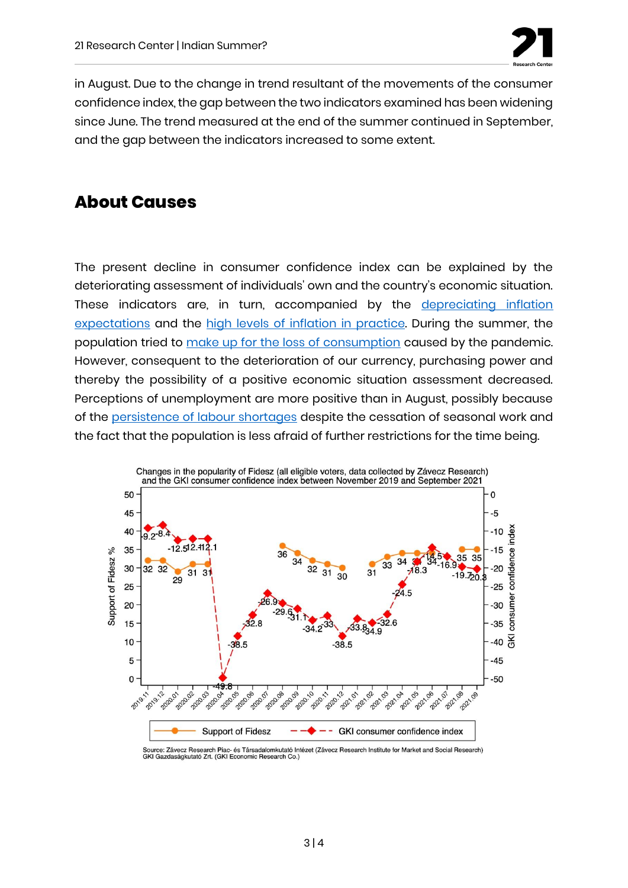in August. Due to the change in trend resultant of the movements of the consumer confidence index, the gap between the two indicators examined has been widening since June. The trend measured at the end of the summer continued in September, and the gap between the indicators increased to some extent.

## About Causes

The present decline in consumer confidence index can be explained by the deteriorating assessment of individuals' own and the country's economic situation. These indicators are, in turn, accompanied by the depreciating inflation expectations and the high levels of inflation in practice. During the summer, the population tried to make up for the loss of consumption caused by the pandemic. However, consequent to the deterioration of our currency, purchasing power and thereby the possibility of a positive economic situation assessment decreased. Perceptions of unemployment are more positive than in August, possibly because of the persistence of labour shortages despite the cessation of seasonal work and the fact that the population is less afraid of further restrictions for the time being.

Changes in the popularity of Fidesz (all eligible voters, data collected by Závecz Research) and the GKI consumer confidence index between November 2019 and September 2021

Source: Závecz Research Piac- és Társadalomkutató Intézet (Závecz Research Institute for Market and Social Research)
GKI Gazdaságkutató Zrt. (GKI Economic Research Co.)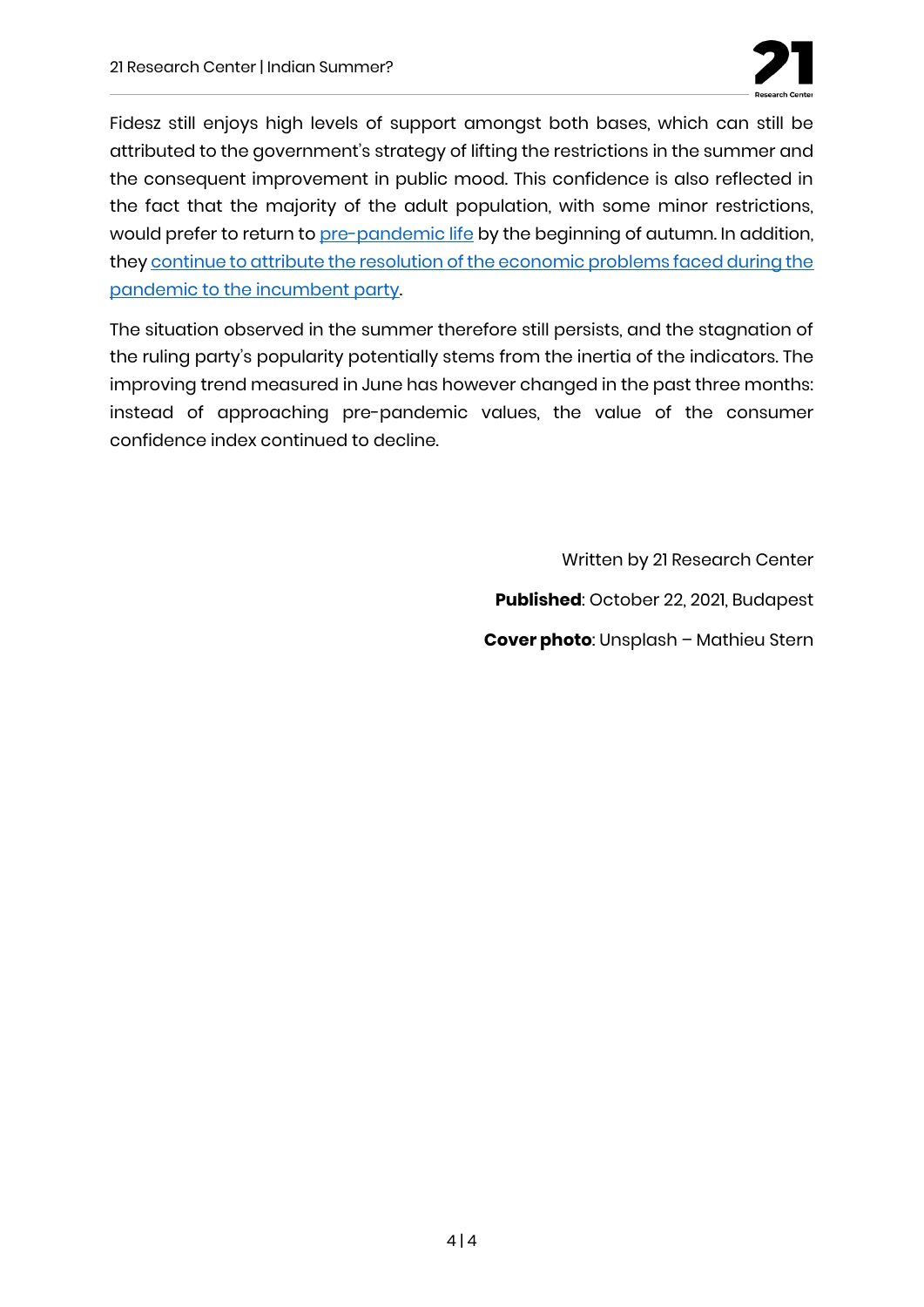Fidesz still enjoys high levels of support amongst both bases, which can still be attributed to the government's strategy of lifting the restrictions in the summer and the consequent improvement in public mood. This confidence is also reflected in the fact that the majority of the adult population, with some minor restrictions, would prefer to return to pre-pandemic life by the beginning of autumn. In addition, they continue to attribute the resolution of the economic problems faced during the pandemic to the incumbent party.

The situation observed in the summer therefore still persists, and the stagnation of the ruling party's popularity potentially stems from the inertia of the indicators. The improving trend measured in June has however changed in the past three months: instead of approaching pre-pandemic values, the value of the consumer confidence index continued to decline.

Written by 21 Research Center

**Published**: October 22, 2021, Budapest

**Cover photo**: Unsplash – Mathieu Stern